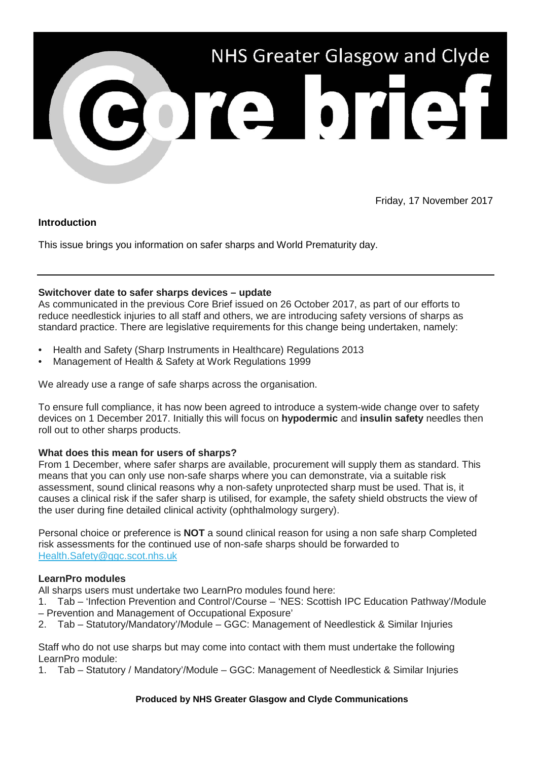# NHS Greater Glasgow and Clyde Core brief

Friday, 17 November 2017

**Introduction**

This issue brings you information on safer sharps and World Prematurity day.

---

**Switchover date to safer sharps devices – update**

As communicated in the previous Core Brief issued on 26 October 2017, as part of our efforts to reduce needlestick injuries to all staff and others, we are introducing safety versions of sharps as standard practice. There are legislative requirements for this change being undertaken, namely:

- Health and Safety (Sharp Instruments in Healthcare) Regulations 2013
- Management of Health & Safety at Work Regulations 1999

We already use a range of safe sharps across the organisation.

To ensure full compliance, it has now been agreed to introduce a system-wide change over to safety devices on 1 December 2017. Initially this will focus on **hypodermic** and **insulin safety** needles then roll out to other sharps products.

**What does this mean for users of sharps?**

From 1 December, where safer sharps are available, procurement will supply them as standard. This means that you can only use non-safe sharps where you can demonstrate, via a suitable risk assessment, sound clinical reasons why a non-safety unprotected sharp must be used. That is, it causes a clinical risk if the safer sharp is utilised, for example, the safety shield obstructs the view of the user during fine detailed clinical activity (ophthalmology surgery).

Personal choice or preference is **NOT** a sound clinical reason for using a non safe sharp Completed risk assessments for the continued use of non-safe sharps should be forwarded to Health.Safety@ggc.scot.nhs.uk

**LearnPro modules**

All sharps users must undertake two LearnPro modules found here:

1. Tab – 'Infection Prevention and Control'/Course – 'NES: Scottish IPC Education Pathway'/Module – Prevention and Management of Occupational Exposure'
2. Tab – Statutory/Mandatory'/Module – GGC: Management of Needlestick & Similar Injuries

Staff who do not use sharps but may come into contact with them must undertake the following LearnPro module:

1. Tab – Statutory / Mandatory'/Module – GGC: Management of Needlestick & Similar Injuries

**Produced by NHS Greater Glasgow and Clyde Communications**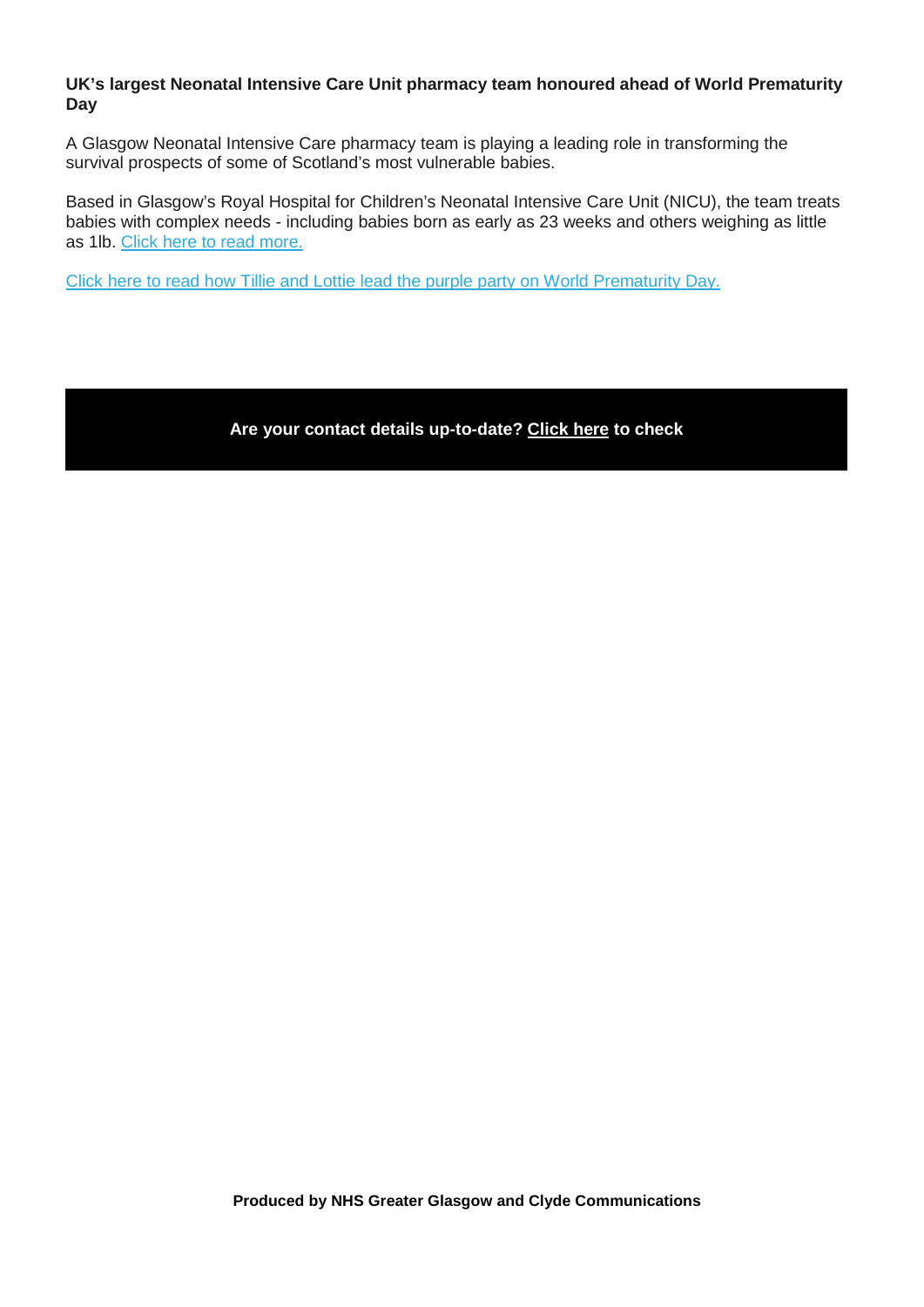**UK's largest Neonatal Intensive Care Unit pharmacy team honoured ahead of World Prematurity Day**

A Glasgow Neonatal Intensive Care pharmacy team is playing a leading role in transforming the survival prospects of some of Scotland's most vulnerable babies.

Based in Glasgow's Royal Hospital for Children's Neonatal Intensive Care Unit (NICU), the team treats babies with complex needs - including babies born as early as 23 weeks and others weighing as little as 1lb. Click here to read more.

Click here to read how Tillie and Lottie lead the purple party on World Prematurity Day.

**Are your contact details up-to-date? Click here to check**

**Produced by NHS Greater Glasgow and Clyde Communications**